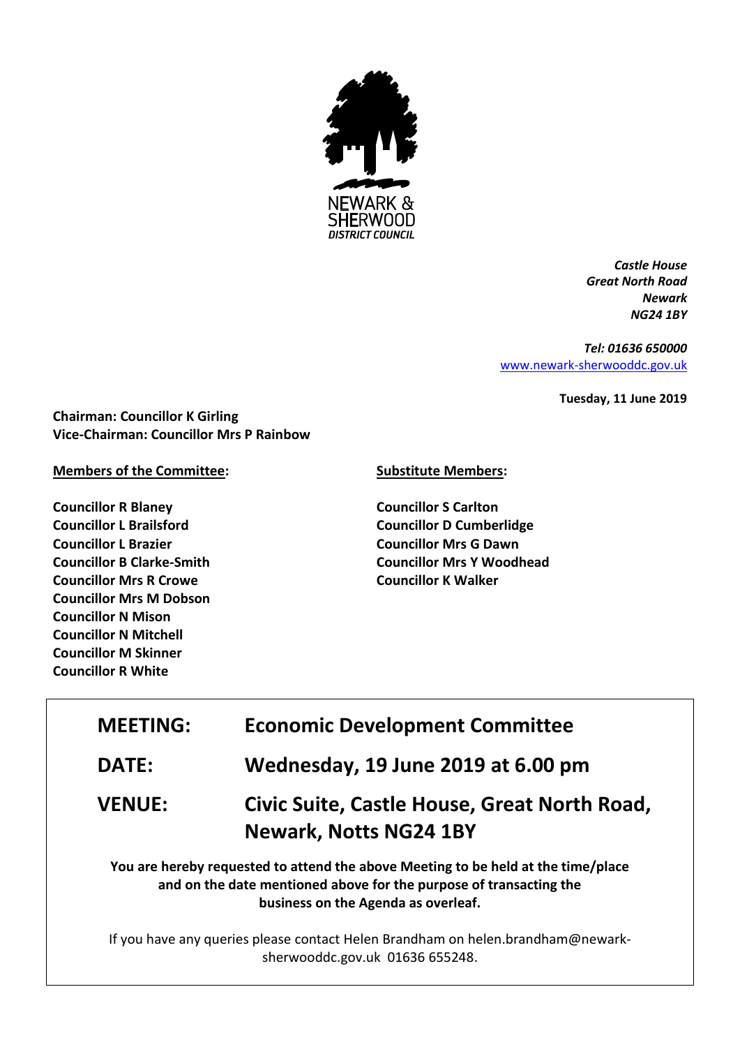NEWARK & SHERWOOD DISTRICT COUNCIL

*Castle House*
*Great North Road*
*Newark*
*NG24 1BY*

*Tel: 01636 650000*
[www.newark-sherwooddc.gov.uk](http://www.newark-sherwooddc.gov.uk)

**Tuesday, 11 June 2019**

**Chairman: Councillor K Girling**
**Vice-Chairman: Councillor Mrs P Rainbow**

**Members of the Committee:**

**Councillor R Blaney**
**Councillor L Brailsford**
**Councillor L Brazier**
**Councillor B Clarke-Smith**
**Councillor Mrs R Crowe**
**Councillor Mrs M Dobson**
**Councillor N Mison**
**Councillor N Mitchell**
**Councillor M Skinner**
**Councillor R White**

**Substitute Members:**

**Councillor S Carlton**
**Councillor D Cumberlidge**
**Councillor Mrs G Dawn**
**Councillor Mrs Y Woodhead**
**Councillor K Walker**

| | |
|---|---|
| **MEETING:** | **Economic Development Committee** |
| **DATE:** | **Wednesday, 19 June 2019 at 6.00 pm** |
| **VENUE:** | **Civic Suite, Castle House, Great North Road, Newark, Notts NG24 1BY** |

**You are hereby requested to attend the above Meeting to be held at the time/place and on the date mentioned above for the purpose of transacting the business on the Agenda as overleaf.**

If you have any queries please contact Helen Brandham on helen.brandham@newark-sherwooddc.gov.uk 01636 655248.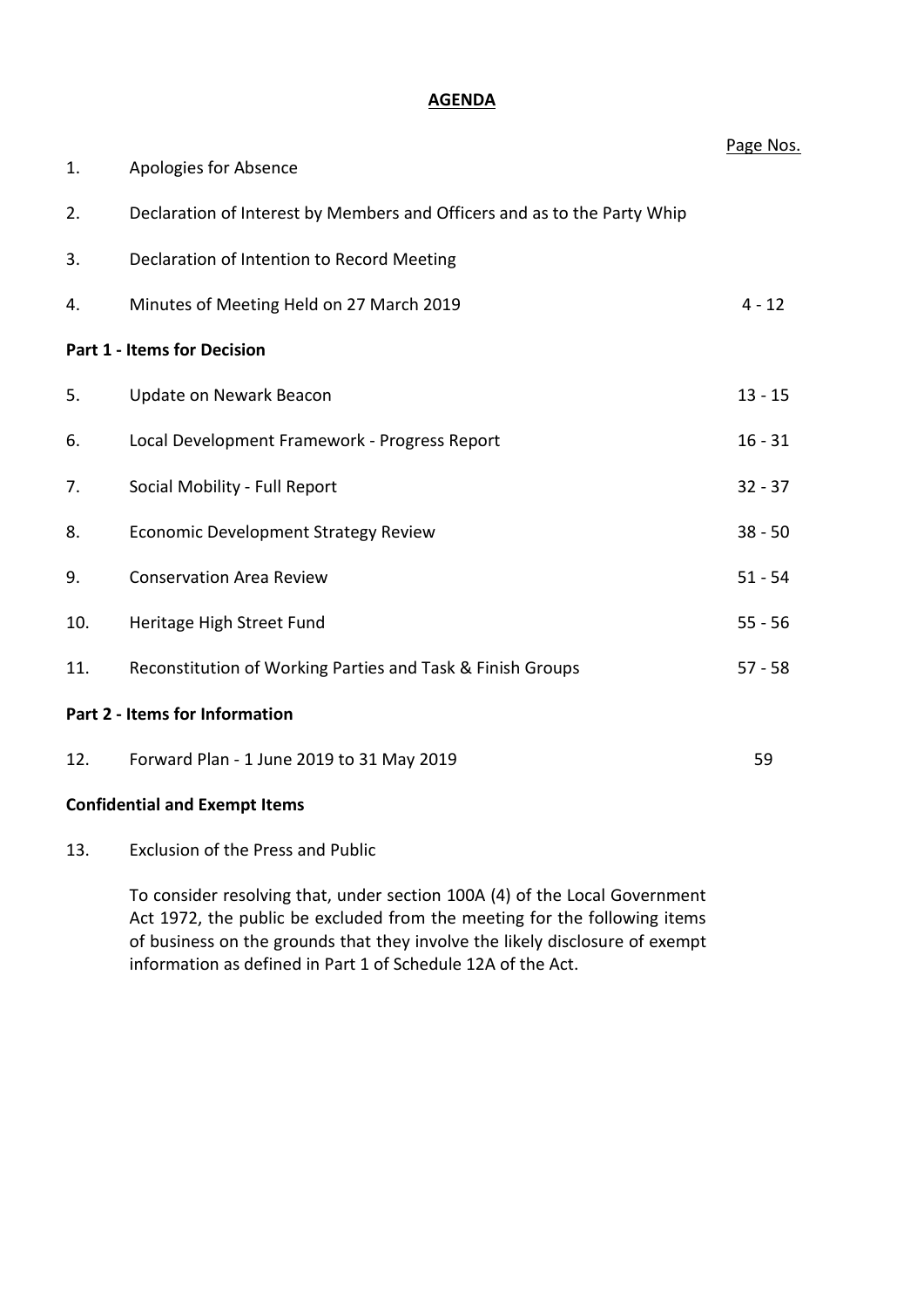# **AGENDA**

| | | Page Nos. |
|---|---|---|
| 1. | Apologies for Absence | |
| 2. | Declaration of Interest by Members and Officers and as to the Party Whip | |
| 3. | Declaration of Intention to Record Meeting | |
| 4. | Minutes of Meeting Held on 27 March 2019 | 4 - 12 |
| **Part 1 - Items for Decision** | | |
| 5. | Update on Newark Beacon | 13 - 15 |
| 6. | Local Development Framework - Progress Report | 16 - 31 |
| 7. | Social Mobility - Full Report | 32 - 37 |
| 8. | Economic Development Strategy Review | 38 - 50 |
| 9. | Conservation Area Review | 51 - 54 |
| 10. | Heritage High Street Fund | 55 - 56 |
| 11. | Reconstitution of Working Parties and Task & Finish Groups | 57 - 58 |
| **Part 2 - Items for Information** | | |
| 12. | Forward Plan - 1 June 2019 to 31 May 2019 | 59 |
| **Confidential and Exempt Items** | | |
| 13. | Exclusion of the Press and Public | |

To consider resolving that, under section 100A (4) of the Local Government Act 1972, the public be excluded from the meeting for the following items of business on the grounds that they involve the likely disclosure of exempt information as defined in Part 1 of Schedule 12A of the Act.